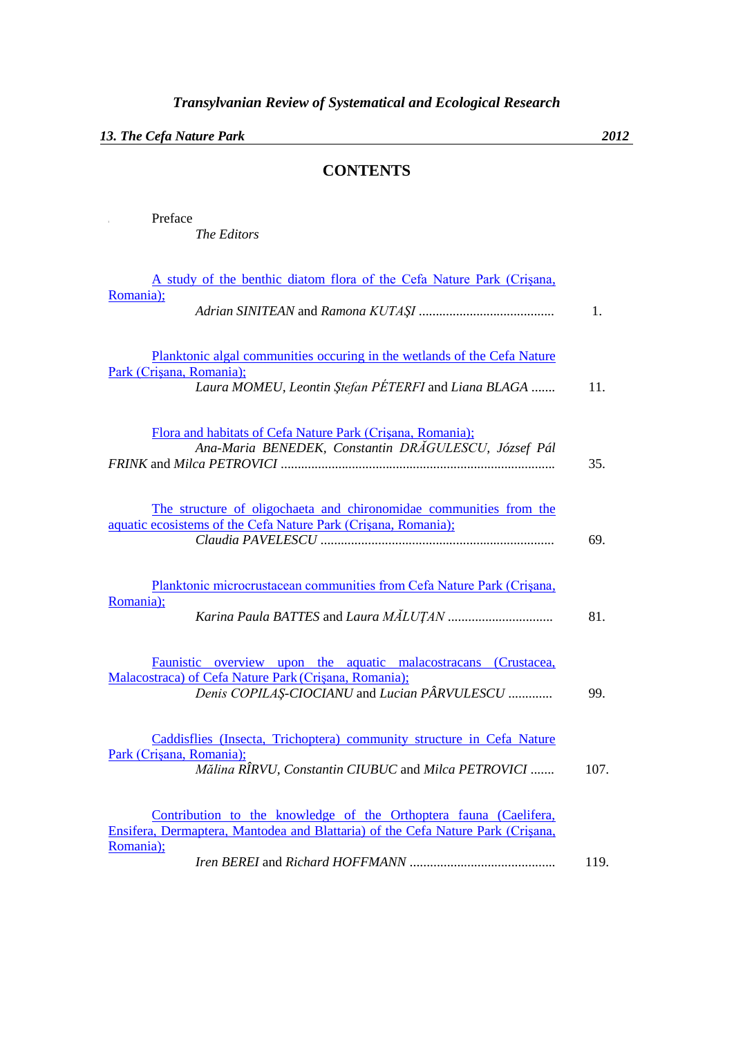*Transylvanian Review of Systematical and Ecological Research*

*13. The Cefa Nature Park* — *2012*

## CONTENTS

Preface
*The Editors*

A study of the benthic diatom flora of the Cefa Nature Park (Crişana, Romania);
*Adrian SINITEAN* and *Ramona KUTAŞI* ........................................ 1.

Planktonic algal communities occuring in the wetlands of the Cefa Nature Park (Crişana, Romania);
*Laura MOMEU, Leontin Ştefan PÉTERFI* and *Liana BLAGA* ....... 11.

Flora and habitats of Cefa Nature Park (Crişana, Romania);
*Ana-Maria BENEDEK, Constantin DRĂGULESCU, József Pál FRINK* and *Milca PETROVICI* ................................................................................ 35.

The structure of oligochaeta and chironomidae communities from the aquatic ecosistems of the Cefa Nature Park (Crişana, Romania);
*Claudia PAVELESCU* .................................................................... 69.

Planktonic microcrustacean communities from Cefa Nature Park (Crişana, Romania);
*Karina Paula BATTES* and *Laura MĂLUŢAN* ............................... 81.

Faunistic overview upon the aquatic malacostracans (Crustacea, Malacostraca) of Cefa Nature Park (Crişana, Romania);
*Denis COPILAŞ-CIOCIANU* and *Lucian PÂRVULESCU* ............. 99.

Caddisflies (Insecta, Trichoptera) community structure in Cefa Nature Park (Crişana, Romania);
*Mălina RÎRVU, Constantin CIUBUC* and *Milca PETROVICI* ....... 107.

Contribution to the knowledge of the Orthoptera fauna (Caelifera, Ensifera, Dermaptera, Mantodea and Blattaria) of the Cefa Nature Park (Crişana, Romania);
*Iren BEREI* and *Richard HOFFMANN* ........................................... 119.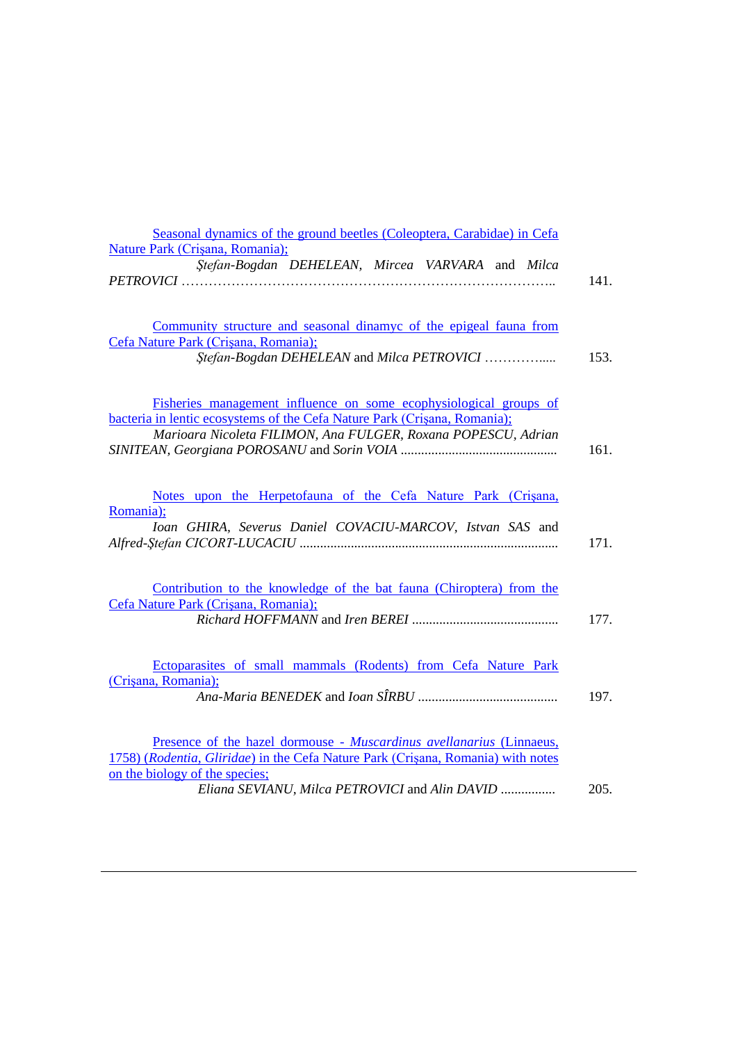Seasonal dynamics of the ground beetles (Coleoptera, Carabidae) in Cefa Nature Park (Crişana, Romania);
*Ştefan-Bogdan DEHELEAN, Mircea VARVARA* and *Milca PETROVICI* ………………………………………………………………………….. 141.

Community structure and seasonal dinamyc of the epigeal fauna from Cefa Nature Park (Crişana, Romania);
*Ştefan-Bogdan DEHELEAN* and *Milca PETROVICI* …………..... 153.

Fisheries management influence on some ecophysiological groups of bacteria in lentic ecosystems of the Cefa Nature Park (Crişana, Romania);
*Marioara Nicoleta FILIMON, Ana FULGER, Roxana POPESCU, Adrian SINITEAN, Georgiana POROSANU* and *Sorin VOIA* ............................................. 161.

Notes upon the Herpetofauna of the Cefa Nature Park (Crişana, Romania);
*Ioan GHIRA, Severus Daniel COVACIU-MARCOV, Istvan SAS* and *Alfred-Ştefan CICORT-LUCACIU* ........................................................................... 171.

Contribution to the knowledge of the bat fauna (Chiroptera) from the Cefa Nature Park (Crişana, Romania);
*Richard HOFFMANN* and *Iren BEREI* ........................................... 177.

Ectoparasites of small mammals (Rodents) from Cefa Nature Park (Crişana, Romania);
*Ana-Maria BENEDEK* and *Ioan SÎRBU* ......................................... 197.

Presence of the hazel dormouse - *Muscardinus avellanarius* (Linnaeus, 1758) (*Rodentia, Gliridae*) in the Cefa Nature Park (Crişana, Romania) with notes on the biology of the species;
*Eliana SEVIANU, Milca PETROVICI* and *Alin DAVID* ................ 205.